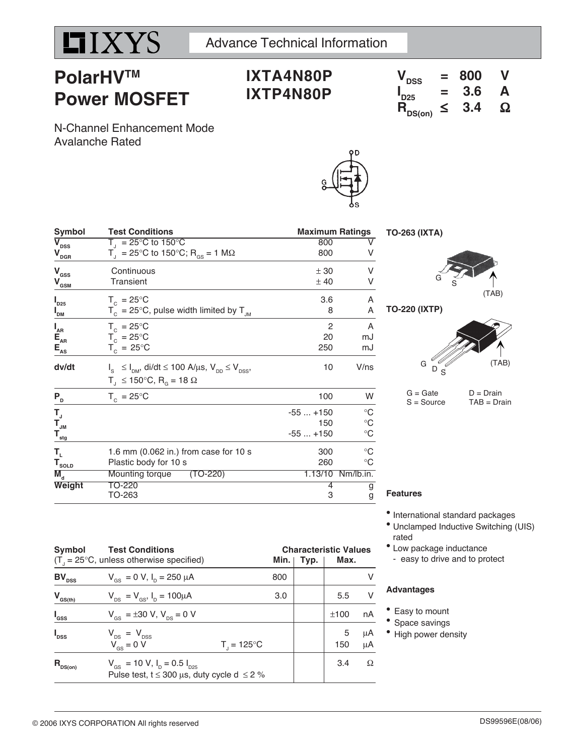IXYS

Advance Technical Information

# PolarHV™ Power MOSFET

## IXTA4N80P
## IXTP4N80P

$V_{DSS}$ = 800 V
$I_{D25}$ = 3.6 A
$R_{DS(on)}$ ≤ 3.4 Ω

N-Channel Enhancement Mode
Avalanche Rated

| Symbol | Test Conditions | Maximum Ratings | |
|---|---|---|---|
| $V_{DSS}$ | $T_J$ = 25°C to 150°C | 800 | V |
| $V_{DGR}$ | $T_J$ = 25°C to 150°C; $R_{GS}$ = 1 MΩ | 800 | V |
| $V_{GSS}$ | Continuous | ± 30 | V |
| $V_{GSM}$ | Transient | ± 40 | V |
| $I_{D25}$ | $T_C$ = 25°C | 3.6 | A |
| $I_{DM}$ | $T_C$ = 25°C, pulse width limited by $T_{JM}$ | 8 | A |
| $I_{AR}$ | $T_C$ = 25°C | 2 | A |
| $E_{AR}$ | $T_C$ = 25°C | 20 | mJ |
| $E_{AS}$ | $T_C$ = 25°C | 250 | mJ |
| dv/dt | $I_S$ ≤ $I_{DM}$, di/dt ≤ 100 A/µs, $V_{DD}$ ≤ $V_{DSS}$, $T_J$ ≤ 150°C, $R_G$ = 18 Ω | 10 | V/ns |
| $P_D$ | $T_C$ = 25°C | 100 | W |
| $T_J$ | | -55 ... +150 | °C |
| $T_{JM}$ | | 150 | °C |
| $T_{stg}$ | | -55 ... +150 | °C |
| $T_L$ | 1.6 mm (0.062 in.) from case for 10 s | 300 | °C |
| $T_{SOLD}$ | Plastic body for 10 s | 260 | °C |
| $M_d$ | Mounting torque (TO-220) | 1.13/10 | Nm/lb.in. |
| Weight | TO-220 | 4 | g |
| | TO-263 | 3 | g |

TO-263 (IXTA)

G S (TAB)

TO-220 (IXTP)

G D S (TAB)

G = Gate D = Drain
S = Source TAB = Drain

| Symbol | Test Conditions ($T_J$ = 25°C, unless otherwise specified) | Min. | Typ. | Max. | |
|---|---|---|---|---|---|
| $BV_{DSS}$ | $V_{GS}$ = 0 V, $I_D$ = 250 µA | 800 | | | V |
| $V_{GS(th)}$ | $V_{DS}$ = $V_{GS}$, $I_D$ = 100µA | 3.0 | | 5.5 | V |
| $I_{GSS}$ | $V_{GS}$ = ±30 V, $V_{DS}$ = 0 V | | | ±100 | nA |
| $I_{DSS}$ | $V_{DS}$ = $V_{DSS}$, $V_{GS}$ = 0 V | | | 5 | µA |
| | $T_J$ = 125°C | | | 150 | µA |
| $R_{DS(on)}$ | $V_{GS}$ = 10 V, $I_D$ = 0.5 $I_{D25}$; Pulse test, t ≤ 300 µs, duty cycle d ≤ 2 % | | | 3.4 | Ω |

### Features

- International standard packages
- Unclamped Inductive Switching (UIS) rated
- Low package inductance
  - easy to drive and to protect

### Advantages

- Easy to mount
- Space savings
- High power density

© 2006 IXYS CORPORATION All rights reserved

DS99596E(08/06)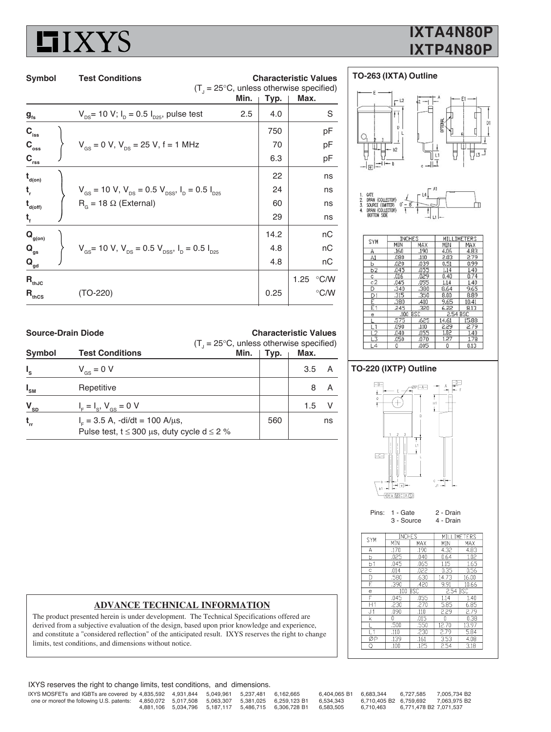| Symbol | Test Conditions | Min. | Typ. | Max. | Unit |
|---|---|---|---|---|---|
| $g_{fs}$ | $V_{DS}$= 10 V; $I_D = 0.5\ I_{D25}$, pulse test | 2.5 | 4.0 | | S |
| $C_{iss}$ | $V_{GS}$ = 0 V, $V_{DS}$ = 25 V, f = 1 MHz | | 750 | | pF |
| $C_{oss}$ | | | 70 | | pF |
| $C_{rss}$ | | | 6.3 | | pF |
| $t_{d(on)}$ | $V_{GS}$ = 10 V, $V_{DS} = 0.5\ V_{DSS}$, $I_D = 0.5\ I_{D25}$ | | 22 | | ns |
| $t_r$ | $R_G$ = 18 Ω (External) | | 24 | | ns |
| $t_{d(off)}$ | | | 60 | | ns |
| $t_f$ | | | 29 | | ns |
| $Q_{g(on)}$ | $V_{GS}$= 10 V, $V_{DS} = 0.5\ V_{DSS}$, $I_D = 0.5\ I_{D25}$ | | 14.2 | | nC |
| $Q_{gs}$ | | | 4.8 | | nC |
| $Q_{gd}$ | | | 4.8 | | nC |
| $R_{thJC}$ | | | | 1.25 | °C/W |
| $R_{thCS}$ | (TO-220) | | 0.25 | | °C/W |

Characteristic Values ($T_J$ = 25°C, unless otherwise specified)

## Source-Drain Diode

Characteristic Values ($T_J$ = 25°C, unless otherwise specified)

| Symbol | Test Conditions | Min. | Typ. | Max. | Unit |
|---|---|---|---|---|---|
| $I_S$ | $V_{GS}$ = 0 V | | | 3.5 | A |
| $I_{SM}$ | Repetitive | | | 8 | A |
| $V_{SD}$ | $I_F = I_S$, $V_{GS}$ = 0 V | | | 1.5 | V |
| $t_{rr}$ | $I_F$ = 3.5 A, -di/dt = 100 A/μs, Pulse test, t ≤ 300 μs, duty cycle d ≤ 2 % | | 560 | | ns |

## TO-263 (IXTA) Outline

1. GATE
2. DRAIN (COLLECTOR)
3. SOURCE (EMITTER)
4. DRAIN (COLLECTOR) BOTTOM SIDE

| SYM | INCHES MIN | INCHES MAX | MILLIMETERS MIN | MILLIMETERS MAX |
|---|---|---|---|---|
| A | .160 | .190 | 4.06 | 4.83 |
| A1 | .080 | .110 | 2.03 | 2.79 |
| b | .020 | .039 | 0.51 | 0.99 |
| b2 | .045 | .055 | 1.14 | 1.40 |
| c | .016 | .029 | 0.40 | 0.74 |
| c2 | .045 | .055 | 1.14 | 1.40 |
| D | .340 | .380 | 8.64 | 9.65 |
| D1 | .315 | .350 | 8.00 | 8.89 |
| E | .380 | .410 | 9.65 | 10.41 |
| E1 | .245 | .320 | 6.22 | 8.13 |
| e | .100 BSC | | 2.54 BSC | |
| L | .575 | .625 | 14.61 | 15.88 |
| L1 | .090 | .110 | 2.29 | 2.79 |
| L2 | .040 | .055 | 1.02 | 1.40 |
| L3 | .050 | .070 | 1.27 | 1.78 |
| L4 | 0 | .005 | 0 | 0.13 |

## TO-220 (IXTP) Outline

Pins: 1 - Gate, 2 - Drain, 3 - Source, 4 - Drain

| SYM | INCHES MIN | INCHES MAX | MILLIMETERS MIN | MILLIMETERS MAX |
|---|---|---|---|---|
| A | .170 | .190 | 4.32 | 4.83 |
| b | .025 | .040 | 0.64 | 1.02 |
| b1 | .045 | .065 | 1.15 | 1.65 |
| c | .014 | .022 | 0.35 | 0.56 |
| D | .580 | .630 | 14.73 | 16.00 |
| E | .390 | .420 | 9.91 | 10.66 |
| e | .100 BSC | | 2.54 BSC | |
| F | .045 | .055 | 1.14 | 1.40 |
| H1 | .230 | .270 | 5.85 | 6.85 |
| J1 | .090 | .110 | 2.29 | 2.79 |
| k | 0 | .015 | 0 | 0.38 |
| L | .500 | .550 | 12.70 | 13.97 |
| L1 | .110 | .230 | 2.79 | 5.84 |
| ØP | .139 | .161 | 3.53 | 4.08 |
| Q | .100 | .125 | 2.54 | 3.18 |

### ADVANCE TECHNICAL INFORMATION

The product presented herein is under development. The Technical Specifications offered are derived from a subjective evaluation of the design, based upon prior knowledge and experience, and constitute a "considered reflection" of the anticipated result. IXYS reserves the right to change limits, test conditions, and dimensions without notice.

IXYS reserves the right to change limits, test conditions, and dimensions.

IXYS MOSFETs and IGBTs are covered by one or moreof the following U.S. patents: 4,835,592 4,850,072 4,881,106 4,931,844 5,017,508 5,034,796 5,049,961 5,063,307 5,187,117 5,237,481 5,381,025 5,486,715 6,162,665 6,259,123 B1 6,306,728 B1 6,404,065 B1 6,534,343 6,583,505 6,683,344 6,710,405 B2 6,710,463 6,727,585 6,759,692 6,771,478 B2 7,005,734 B2 7,063,975 B2 7,071,537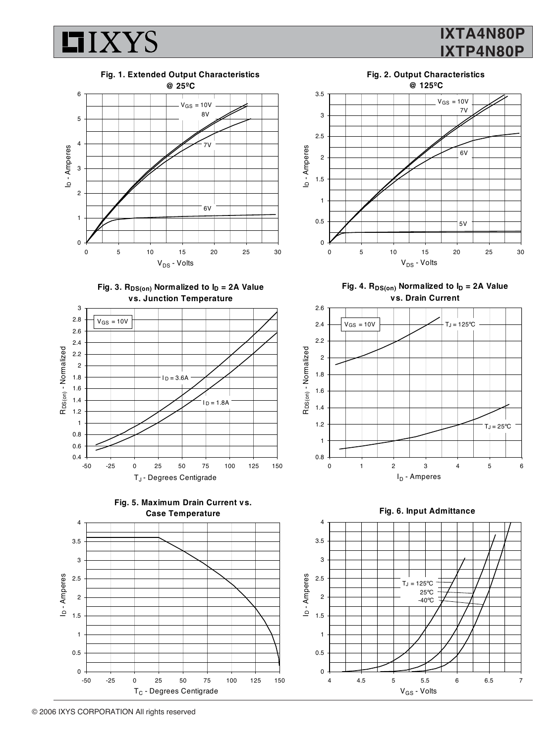**Fig. 1. Extended Output Characteristics @ 25ºC**

$V_{GS}$ = 10V, 8V, 7V, 6V

$I_D$ - Amperes vs. $V_{DS}$ - Volts

**Fig. 2. Output Characteristics @ 125ºC**

$V_{GS}$ = 10V, 7V, 6V, 5V

$I_D$ - Amperes vs. $V_{DS}$ - Volts

**Fig. 3. $R_{DS(on)}$ Normalized to $I_D$ = 2A Value vs. Junction Temperature**

$V_{GS}$ = 10V

$I_D$ = 3.6A, $I_D$ = 1.8A

$R_{DS(on)}$ - Normalized vs. $T_J$ - Degrees Centigrade

**Fig. 4. $R_{DS(on)}$ Normalized to $I_D$ = 2A Value vs. Drain Current**

$V_{GS}$ = 10V

$T_J$ = 125ºC, $T_J$ = 25ºC

$R_{DS(on)}$ - Normalized vs. $I_D$ - Amperes

**Fig. 5. Maximum Drain Current vs. Case Temperature**

$I_D$ - Amperes vs. $T_C$ - Degrees Centigrade

**Fig. 6. Input Admittance**

$T_J$ = 125ºC, 25ºC, -40ºC

$I_D$ - Amperes vs. $V_{GS}$ - Volts

© 2006 IXYS CORPORATION All rights reserved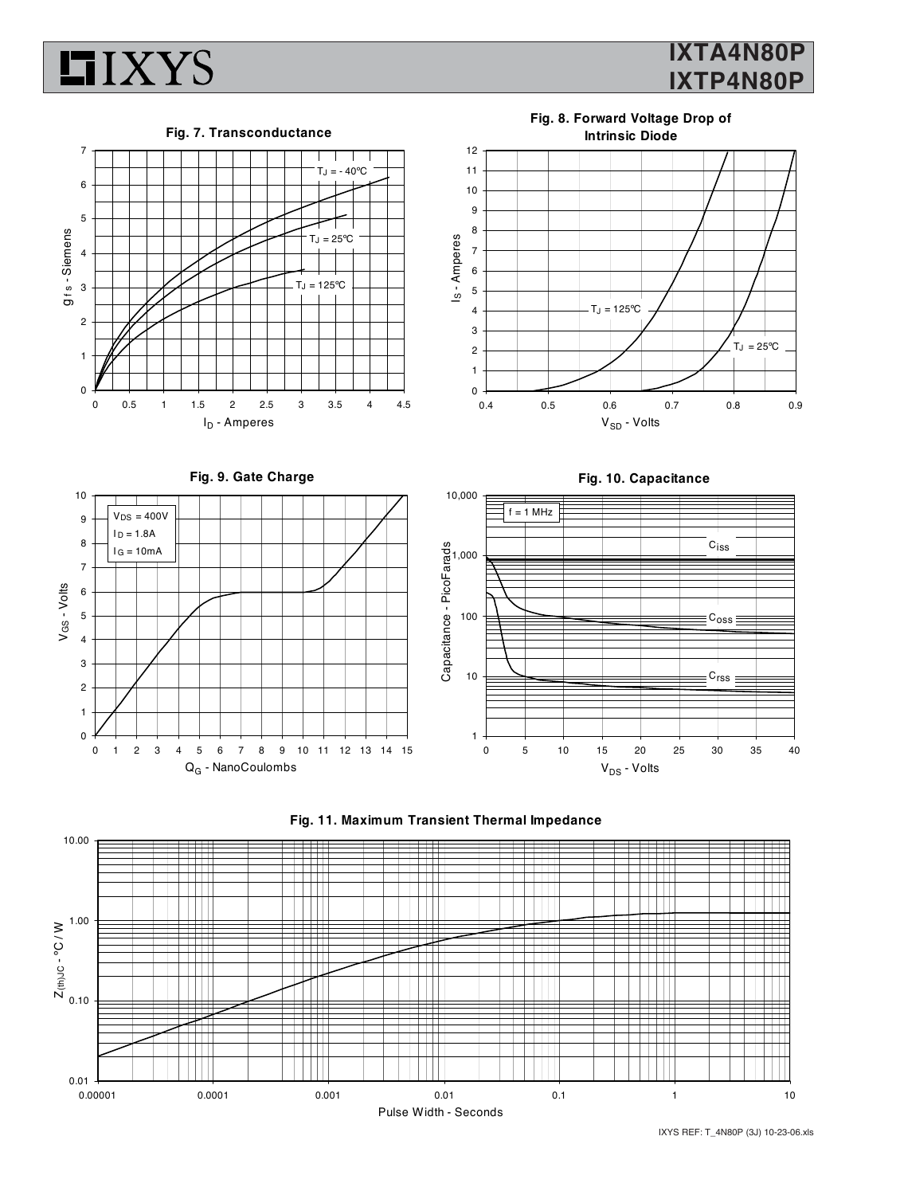**Fig. 7. Transconductance**

$g_{fs}$ - Siemens

$I_D$ - Amperes

$T_J$ = - 40ºC

$T_J$ = 25ºC

$T_J$ = 125ºC

0
1
2
3
4
5
6
7

0
0.5
1
1.5
2
2.5
3
3.5
4
4.5

**Fig. 8. Forward Voltage Drop of Intrinsic Diode**

$I_S$ - Amperes

$V_{SD}$ - Volts

$T_J$ = 125ºC

$T_J$ = 25ºC

0
1
2
3
4
5
6
7
8
9
10
11
12

0.4
0.5
0.6
0.7
0.8
0.9

**Fig. 9. Gate Charge**

$V_{DS}$ = 400V
$I_D$ = 1.8A
$I_G$ = 10mA

$V_{GS}$ - Volts

$Q_G$ - NanoCoulombs

0
1
2
3
4
5
6
7
8
9
10

0
1
2
3
4
5
6
7
8
9
10
11
12
13
14
15

**Fig. 10. Capacitance**

f = 1 MHz

Capacitance - PicoFarads

$V_{DS}$ - Volts

$C_{iss}$

$C_{oss}$

$C_{rss}$

1
10
100
1,000
10,000

0
5
10
15
20
25
30
35
40

**Fig. 11. Maximum Transient Thermal Impedance**

$Z_{(th)JC}$ - ºC / W

Pulse Width - Seconds

0.01
0.10
1.00
10.00

0.00001
0.0001
0.001
0.01
0.1
1
10

IXYS REF: T_4N80P (3J) 10-23-06.xls